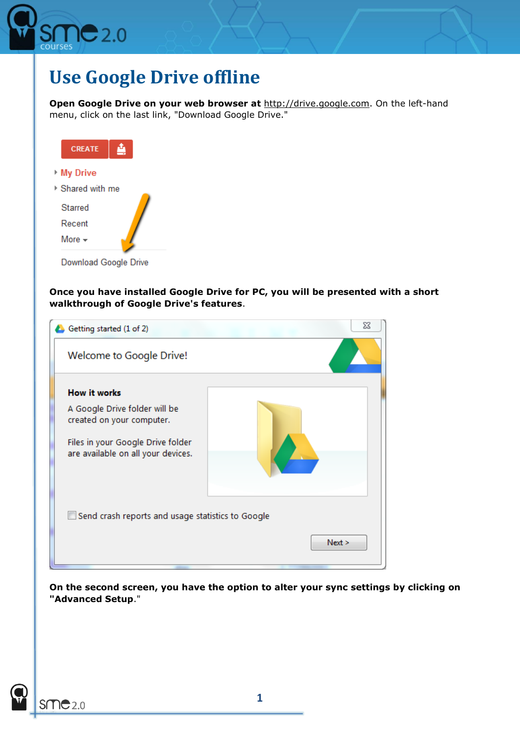# Use Google Drive offline

**Open Google Drive on your web browser at** http://drive.google.com. On the left-hand menu, click on the last link, "Download Google Drive."

**Once you have installed Google Drive for PC, you will be presented with a short walkthrough of Google Drive's features**.

**On the second screen, you have the option to alter your sync settings by clicking on "Advanced Setup**."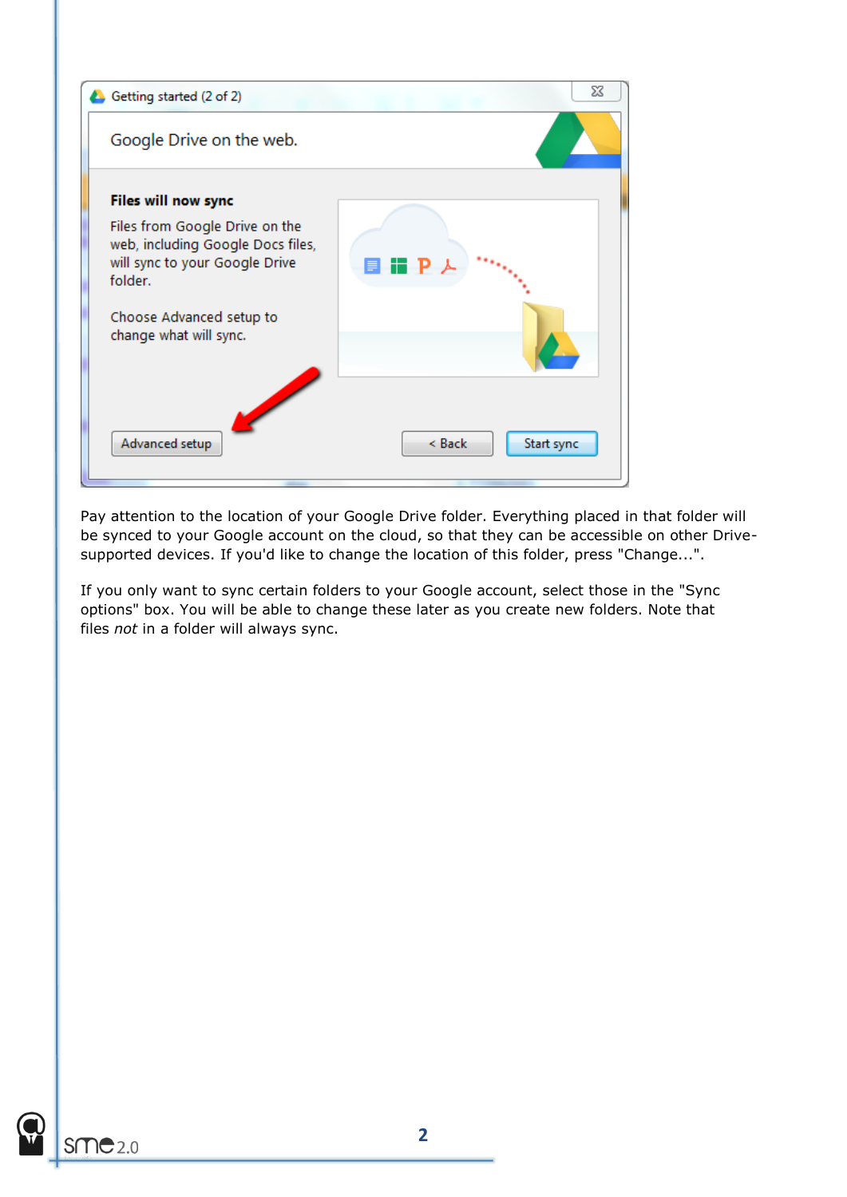Pay attention to the location of your Google Drive folder. Everything placed in that folder will be synced to your Google account on the cloud, so that they can be accessible on other Drive-supported devices. If you'd like to change the location of this folder, press "Change...".

If you only want to sync certain folders to your Google account, select those in the "Sync options" box. You will be able to change these later as you create new folders. Note that files *not* in a folder will always sync.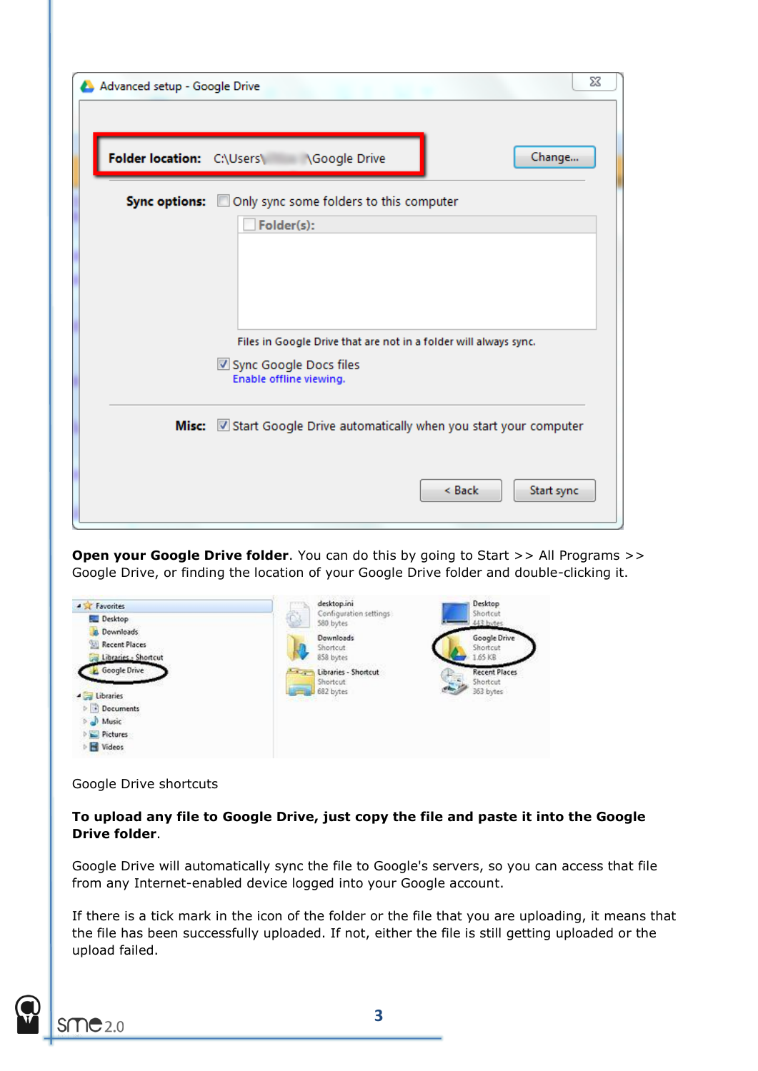**Open your Google Drive folder**. You can do this by going to Start >> All Programs >> Google Drive, or finding the location of your Google Drive folder and double-clicking it.

Google Drive shortcuts

**To upload any file to Google Drive, just copy the file and paste it into the Google Drive folder**.

Google Drive will automatically sync the file to Google's servers, so you can access that file from any Internet-enabled device logged into your Google account.

If there is a tick mark in the icon of the folder or the file that you are uploading, it means that the file has been successfully uploaded. If not, either the file is still getting uploaded or the upload failed.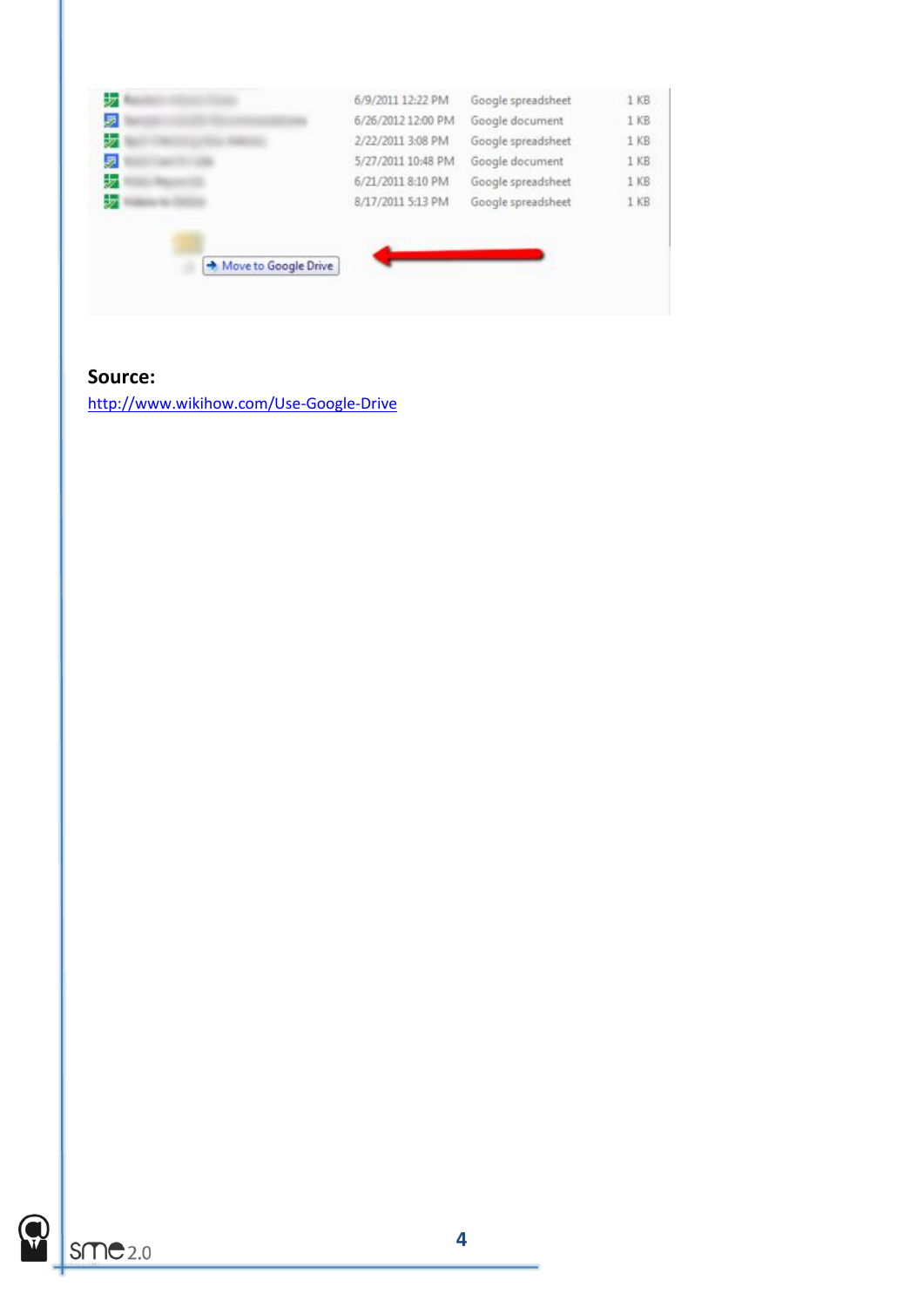**Source:**

http://www.wikihow.com/Use-Google-Drive